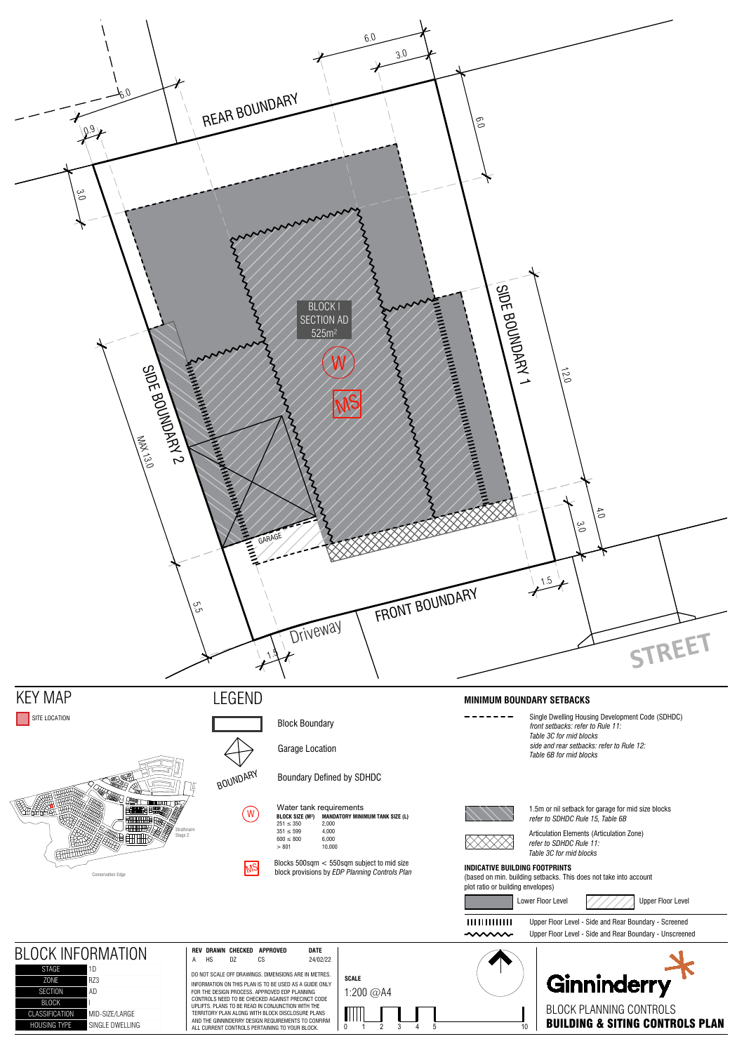REAR BOUNDARY

SIDE BOUNDARY 1

SIDE BOUNDARY 2

FRONT BOUNDARY

Driveway

STREET

GARAGE

BLOCK I
SECTION AD
525m²

W

MS

6.0 3.0 6.0 6.0 0.9 3.0 12.0 4.0 3.0 1.5 MAX 13.0 5.5 1.5

# KEY MAP

SITE LOCATION

Strathnairn Stage 2

Conservation Edge

# LEGEND

Block Boundary

Garage Location

BOUNDARY — Boundary Defined by SDHDC

W — Water tank requirements

| BLOCK SIZE (M²) | MANDATORY MINIMUM TANK SIZE (L) |
|---|---|
| 251 ≤ 350 | 2,000 |
| 351 ≤ 599 | 4,000 |
| 600 ≤ 800 | 6,000 |
| > 801 | 10,000 |

MS — Blocks 500sqm < 550sqm subject to mid size block provisions by *EDP Planning Controls Plan*

## MINIMUM BOUNDARY SETBACKS

Single Dwelling Housing Development Code (SDHDC)
*front setbacks: refer to Rule 11: Table 3C for mid blocks*
*side and rear setbacks: refer to Rule 12: Table 6B for mid blocks*

1.5m or nil setback for garage for mid size blocks
*refer to SDHDC Rule 15, Table 6B*

Articulation Elements (Articulation Zone)
*refer to SDHDC Rule 11: Table 3C for mid blocks*

## INDICATIVE BUILDING FOOTPRINTS

(based on min. building setbacks. This does not take into account plot ratio or building envelopes)

Lower Floor Level

Upper Floor Level

Upper Floor Level - Side and Rear Boundary - Screened

Upper Floor Level - Side and Rear Boundary - Unscreened

# BLOCK INFORMATION

| | |
|---|---|
| STAGE | 1D |
| ZONE | RZ3 |
| SECTION | AD |
| BLOCK | I |
| CLASSIFICATION | MID-SIZE/LARGE |
| HOUSING TYPE | SINGLE DWELLING |

| REV | DRAWN | CHECKED | APPROVED | DATE |
|---|---|---|---|---|
| A | HS | DZ | CS | 24/02/22 |

DO NOT SCALE OFF DRAWINGS. DIMENSIONS ARE IN METRES.

INFORMATION ON THIS PLAN IS TO BE USED AS A GUIDE ONLY FOR THE DESIGN PROCESS. APPROVED EDP PLANNING CONTROLS NEED TO BE CHECKED AGAINST PRECINCT CODE UPLIFTS. PLANS TO BE READ IN CONJUNCTION WITH THE TERRITORY PLAN ALONG WITH BLOCK DISCLOSURE PLANS AND THE GINNINDERRY DESIGN REQUIREMENTS TO CONFIRM ALL CURRENT CONTROLS PERTAINING TO YOUR BLOCK.

**SCALE**

1:200 @A4

0 1 2 3 4 5 10

Ginninderry

BLOCK PLANNING CONTROLS

**BUILDING & SITING CONTROLS PLAN**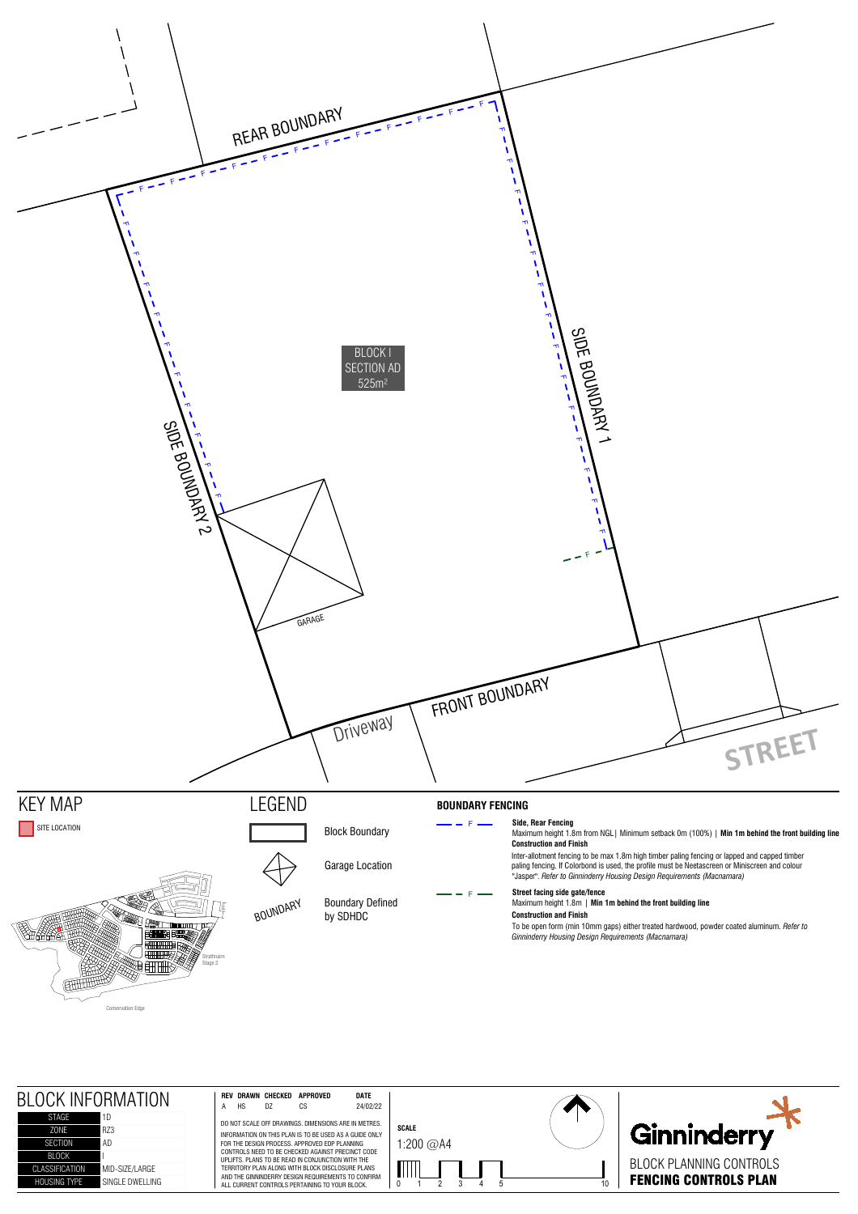REAR BOUNDARY

SIDE BOUNDARY 1

SIDE BOUNDARY 2

BLOCK I
SECTION AD
525m²

GARAGE

Driveway

FRONT BOUNDARY

STREET

## KEY MAP

SITE LOCATION

Strathnairn Stage 2

Conservation Edge

## LEGEND

Block Boundary

Garage Location

Boundary Defined by SDHDC

## BOUNDARY FENCING

**Side, Rear Fencing**
Maximum height 1.8m from NGL | Minimum setback 0m (100%) | **Min 1m behind the front building line**
**Construction and Finish**
Inter-allotment fencing to be max 1.8m high timber paling fencing or lapped and capped timber paling fencing. If Colorbond is used, the profile must be Neetascreen or Miniscreen and colour "Jasper". *Refer to Ginninderry Housing Design Requirements (Macnamara)*

**Street facing side gate/fence**
Maximum height 1.8m | **Min 1m behind the front building line**
**Construction and Finish**
To be open form (min 10mm gaps) either treated hardwood, powder coated aluminum. *Refer to Ginninderry Housing Design Requirements (Macnamara)*

## BLOCK INFORMATION

| | |
|---|---|
| STAGE | 1D |
| ZONE | RZ3 |
| SECTION | AD |
| BLOCK | I |
| CLASSIFICATION | MID-SIZE/LARGE |
| HOUSING TYPE | SINGLE DWELLING |

| REV | DRAWN | CHECKED | APPROVED | DATE |
|---|---|---|---|---|
| A | HS | DZ | CS | 24/02/22 |

DO NOT SCALE OFF DRAWINGS. DIMENSIONS ARE IN METRES.
INFORMATION ON THIS PLAN IS TO BE USED AS A GUIDE ONLY FOR THE DESIGN PROCESS. APPROVED EDP PLANNING CONTROLS NEED TO BE CHECKED AGAINST PRECINCT CODE UPLIFTS. PLANS TO BE READ IN CONJUNCTION WITH THE TERRITORY PLAN ALONG WITH BLOCK DISCLOSURE PLANS AND THE GINNINDERRY DESIGN REQUIREMENTS TO CONFIRM ALL CURRENT CONTROLS PERTAINING TO YOUR BLOCK.

**SCALE**
1:200 @A4

0 1 2 3 4 5 10

Ginninderry

BLOCK PLANNING CONTROLS
**FENCING CONTROLS PLAN**